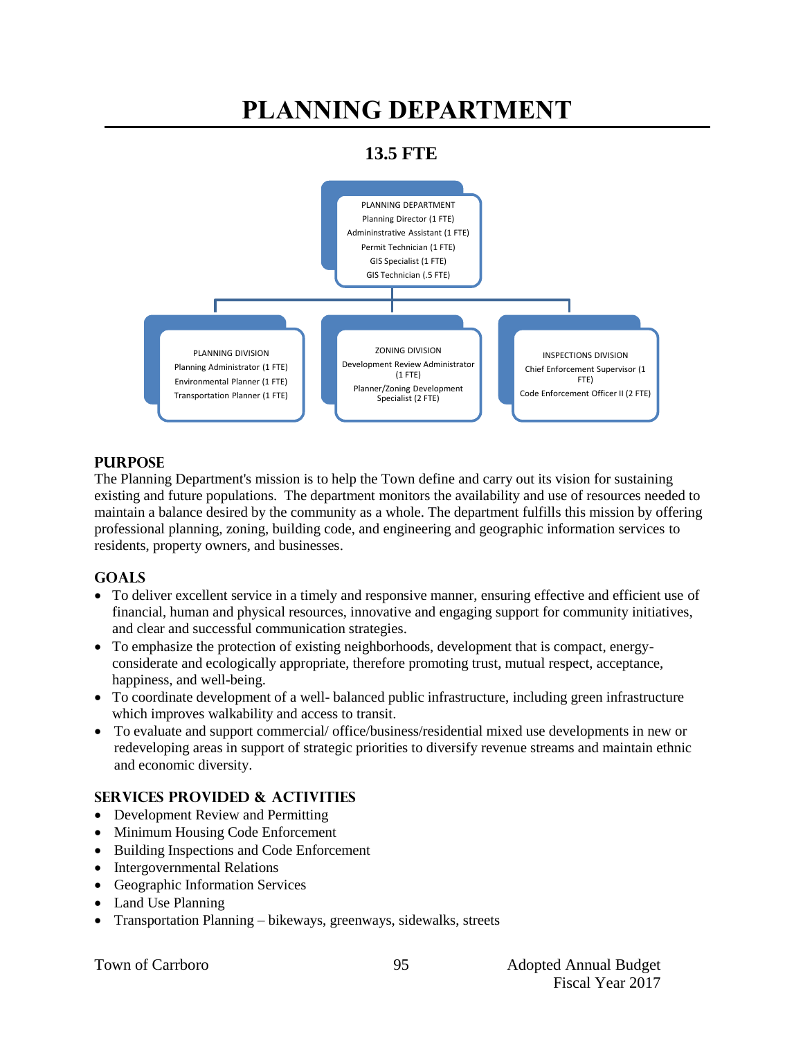# PLANNING DEPARTMENT

**13.5 FTE**

PLANNING DEPARTMENT
Planning Director (1 FTE)
Admininstrative Assistant (1 FTE)
Permit Technician (1 FTE)
GIS Specialist (1 FTE)
GIS Technician (.5 FTE)

PLANNING DIVISION
Planning Administrator (1 FTE)
Environmental Planner (1 FTE)
Transportation Planner (1 FTE)

ZONING DIVISION
Development Review Administrator (1 FTE)
Planner/Zoning Development Specialist (2 FTE)

INSPECTIONS DIVISION
Chief Enforcement Supervisor (1 FTE)
Code Enforcement Officer II (2 FTE)

## PURPOSE

The Planning Department's mission is to help the Town define and carry out its vision for sustaining existing and future populations. The department monitors the availability and use of resources needed to maintain a balance desired by the community as a whole. The department fulfills this mission by offering professional planning, zoning, building code, and engineering and geographic information services to residents, property owners, and businesses.

## GOALS

- To deliver excellent service in a timely and responsive manner, ensuring effective and efficient use of financial, human and physical resources, innovative and engaging support for community initiatives, and clear and successful communication strategies.
- To emphasize the protection of existing neighborhoods, development that is compact, energy-considerate and ecologically appropriate, therefore promoting trust, mutual respect, acceptance, happiness, and well-being.
- To coordinate development of a well- balanced public infrastructure, including green infrastructure which improves walkability and access to transit.
- To evaluate and support commercial/ office/business/residential mixed use developments in new or redeveloping areas in support of strategic priorities to diversify revenue streams and maintain ethnic and economic diversity.

## SERVICES PROVIDED & ACTIVITIES

- Development Review and Permitting
- Minimum Housing Code Enforcement
- Building Inspections and Code Enforcement
- Intergovernmental Relations
- Geographic Information Services
- Land Use Planning
- Transportation Planning – bikeways, greenways, sidewalks, streets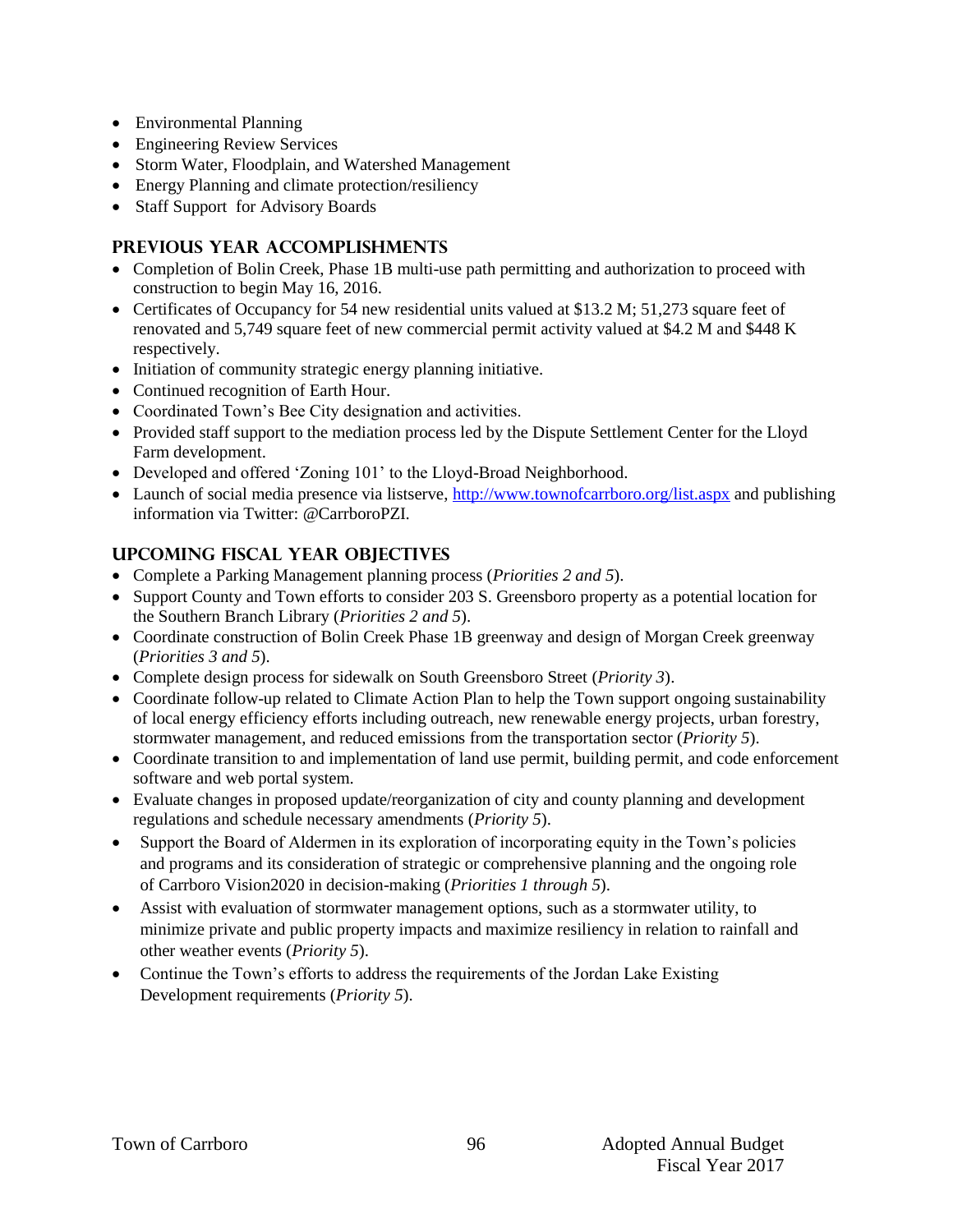- Environmental Planning
- Engineering Review Services
- Storm Water, Floodplain, and Watershed Management
- Energy Planning and climate protection/resiliency
- Staff Support for Advisory Boards

## Previous Year Accomplishments

- Completion of Bolin Creek, Phase 1B multi-use path permitting and authorization to proceed with construction to begin May 16, 2016.
- Certificates of Occupancy for 54 new residential units valued at $13.2 M; 51,273 square feet of renovated and 5,749 square feet of new commercial permit activity valued at $4.2 M and $448 K respectively.
- Initiation of community strategic energy planning initiative.
- Continued recognition of Earth Hour.
- Coordinated Town's Bee City designation and activities.
- Provided staff support to the mediation process led by the Dispute Settlement Center for the Lloyd Farm development.
- Developed and offered 'Zoning 101' to the Lloyd-Broad Neighborhood.
- Launch of social media presence via listserve, [http://www.townofcarrboro.org/list.aspx](http://www.townofcarrboro.org/list.aspx) and publishing information via Twitter: @CarrboroPZI.

## Upcoming Fiscal Year Objectives

- Complete a Parking Management planning process (*Priorities 2 and 5*).
- Support County and Town efforts to consider 203 S. Greensboro property as a potential location for the Southern Branch Library (*Priorities 2 and 5*).
- Coordinate construction of Bolin Creek Phase 1B greenway and design of Morgan Creek greenway (*Priorities 3 and 5*).
- Complete design process for sidewalk on South Greensboro Street (*Priority 3*).
- Coordinate follow-up related to Climate Action Plan to help the Town support ongoing sustainability of local energy efficiency efforts including outreach, new renewable energy projects, urban forestry, stormwater management, and reduced emissions from the transportation sector (*Priority 5*).
- Coordinate transition to and implementation of land use permit, building permit, and code enforcement software and web portal system.
- Evaluate changes in proposed update/reorganization of city and county planning and development regulations and schedule necessary amendments (*Priority 5*).
- Support the Board of Aldermen in its exploration of incorporating equity in the Town's policies and programs and its consideration of strategic or comprehensive planning and the ongoing role of Carrboro Vision2020 in decision-making (*Priorities 1 through 5*).
- Assist with evaluation of stormwater management options, such as a stormwater utility, to minimize private and public property impacts and maximize resiliency in relation to rainfall and other weather events (*Priority 5*).
- Continue the Town's efforts to address the requirements of the Jordan Lake Existing Development requirements (*Priority 5*).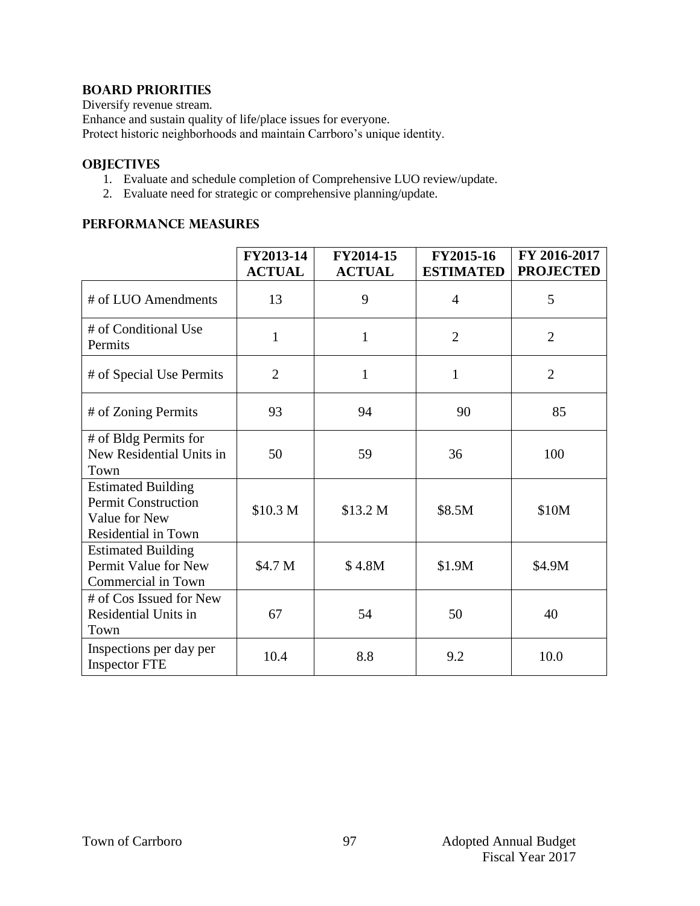## BOARD PRIORITIES

Diversify revenue stream.
Enhance and sustain quality of life/place issues for everyone.
Protect historic neighborhoods and maintain Carrboro's unique identity.

## OBJECTIVES

1. Evaluate and schedule completion of Comprehensive LUO review/update.
2. Evaluate need for strategic or comprehensive planning/update.

## PERFORMANCE MEASURES

| | FY2013-14 ACTUAL | FY2014-15 ACTUAL | FY2015-16 ESTIMATED | FY 2016-2017 PROJECTED |
|---|---|---|---|---|
| # of LUO Amendments | 13 | 9 | 4 | 5 |
| # of Conditional Use Permits | 1 | 1 | 2 | 2 |
| # of Special Use Permits | 2 | 1 | 1 | 2 |
| # of Zoning Permits | 93 | 94 | 90 | 85 |
| # of Bldg Permits for New Residential Units in Town | 50 | 59 | 36 | 100 |
| Estimated Building Permit Construction Value for New Residential in Town | $10.3 M | $13.2 M | $8.5M | $10M |
| Estimated Building Permit Value for New Commercial in Town | $4.7 M | $ 4.8M | $1.9M | $4.9M |
| # of Cos Issued for New Residential Units in Town | 67 | 54 | 50 | 40 |
| Inspections per day per Inspector FTE | 10.4 | 8.8 | 9.2 | 10.0 |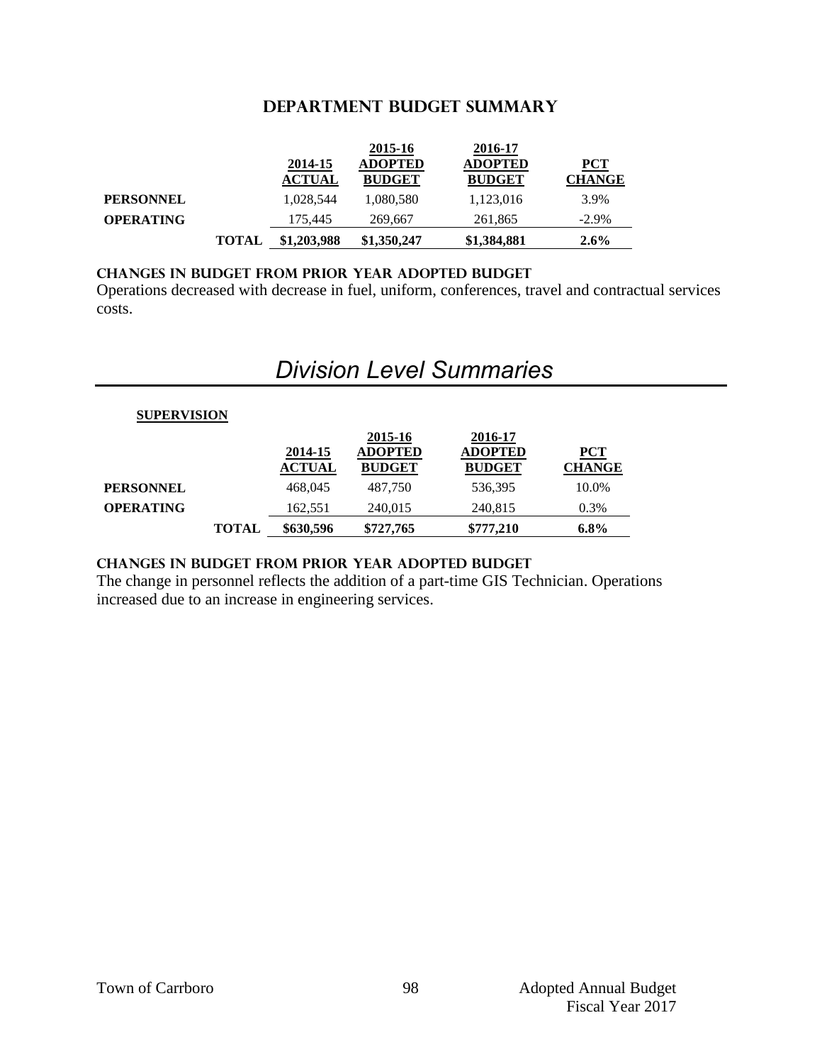## DEPARTMENT BUDGET SUMMARY

| | | 2014-15 ACTUAL | 2015-16 ADOPTED BUDGET | 2016-17 ADOPTED BUDGET | PCT CHANGE |
|---|---|---|---|---|---|
| **PERSONNEL** | | 1,028,544 | 1,080,580 | 1,123,016 | 3.9% |
| **OPERATING** | | 175,445 | 269,667 | 261,865 | -2.9% |
| | **TOTAL** | **$1,203,988** | **$1,350,247** | **$1,384,881** | **2.6%** |

### CHANGES IN BUDGET FROM PRIOR YEAR ADOPTED BUDGET

Operations decreased with decrease in fuel, uniform, conferences, travel and contractual services costs.

# *Division Level Summaries*

**SUPERVISION**

| | | 2014-15 ACTUAL | 2015-16 ADOPTED BUDGET | 2016-17 ADOPTED BUDGET | PCT CHANGE |
|---|---|---|---|---|---|
| **PERSONNEL** | | 468,045 | 487,750 | 536,395 | 10.0% |
| **OPERATING** | | 162,551 | 240,015 | 240,815 | 0.3% |
| | **TOTAL** | **$630,596** | **$727,765** | **$777,210** | **6.8%** |

### CHANGES IN BUDGET FROM PRIOR YEAR ADOPTED BUDGET

The change in personnel reflects the addition of a part-time GIS Technician. Operations increased due to an increase in engineering services.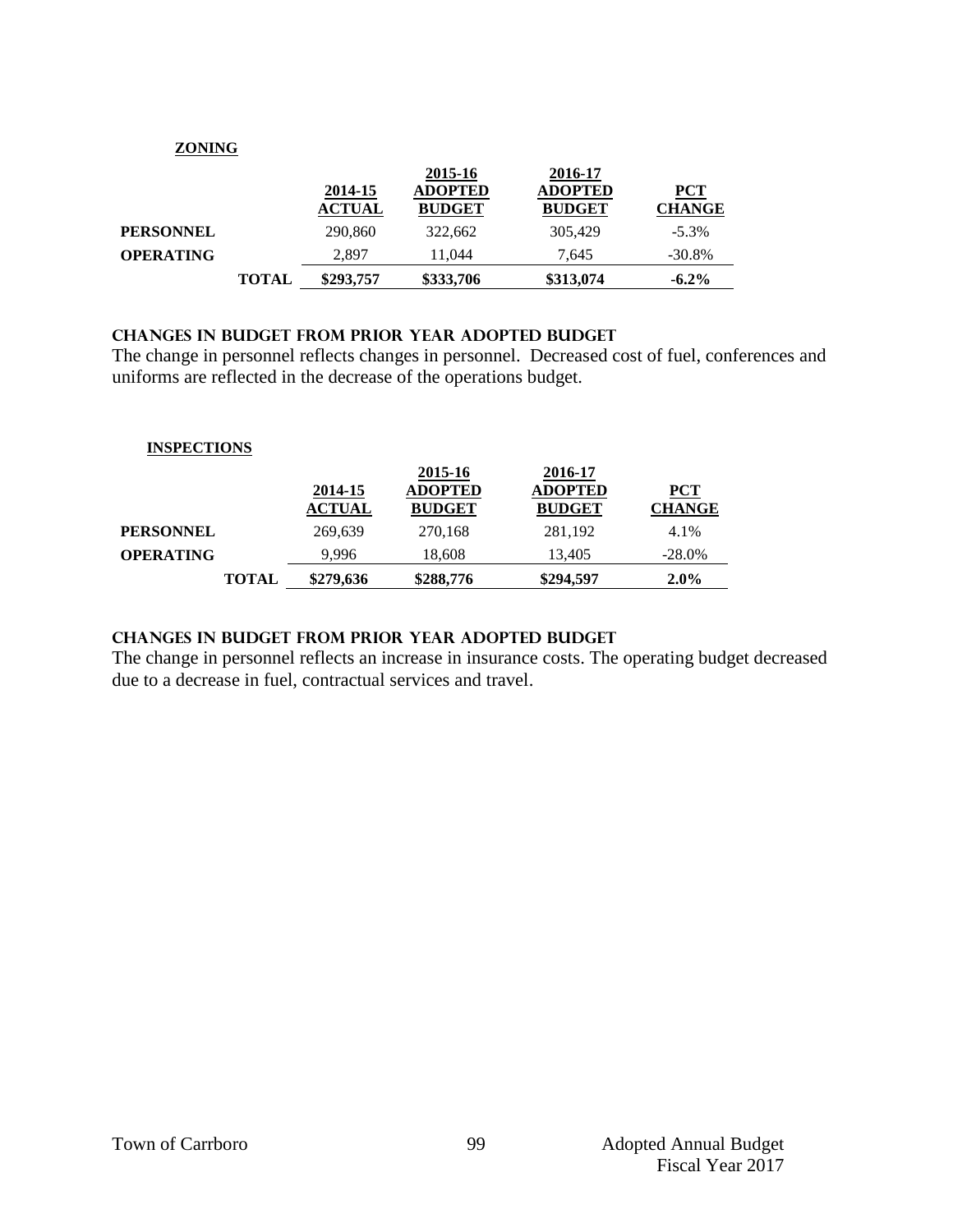**ZONING**

| | | 2014-15 ACTUAL | 2015-16 ADOPTED BUDGET | 2016-17 ADOPTED BUDGET | PCT CHANGE |
|---|---|---|---|---|---|
| **PERSONNEL** | | 290,860 | 322,662 | 305,429 | -5.3% |
| **OPERATING** | | 2,897 | 11,044 | 7,645 | -30.8% |
| | **TOTAL** | **$293,757** | **$333,706** | **$313,074** | **-6.2%** |

### CHANGES IN BUDGET FROM PRIOR YEAR ADOPTED BUDGET

The change in personnel reflects changes in personnel. Decreased cost of fuel, conferences and uniforms are reflected in the decrease of the operations budget.

**INSPECTIONS**

| | | 2014-15 ACTUAL | 2015-16 ADOPTED BUDGET | 2016-17 ADOPTED BUDGET | PCT CHANGE |
|---|---|---|---|---|---|
| **PERSONNEL** | | 269,639 | 270,168 | 281,192 | 4.1% |
| **OPERATING** | | 9,996 | 18,608 | 13,405 | -28.0% |
| | **TOTAL** | **$279,636** | **$288,776** | **$294,597** | **2.0%** |

### CHANGES IN BUDGET FROM PRIOR YEAR ADOPTED BUDGET

The change in personnel reflects an increase in insurance costs. The operating budget decreased due to a decrease in fuel, contractual services and travel.